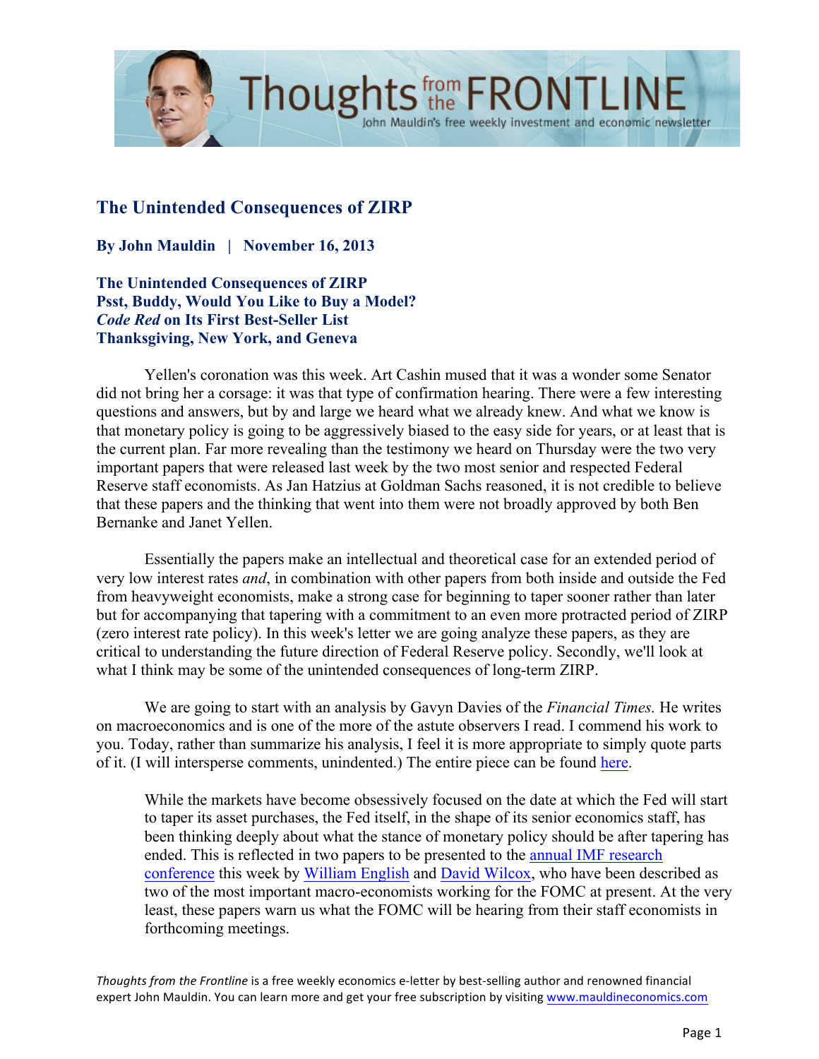## The Unintended Consequences of ZIRP

**By John Mauldin | November 16, 2013**

**The Unintended Consequences of ZIRP**
**Psst, Buddy, Would You Like to Buy a Model?**
***Code Red* on Its First Best-Seller List**
**Thanksgiving, New York, and Geneva**

Yellen's coronation was this week. Art Cashin mused that it was a wonder some Senator did not bring her a corsage: it was that type of confirmation hearing. There were a few interesting questions and answers, but by and large we heard what we already knew. And what we know is that monetary policy is going to be aggressively biased to the easy side for years, or at least that is the current plan. Far more revealing than the testimony we heard on Thursday were the two very important papers that were released last week by the two most senior and respected Federal Reserve staff economists. As Jan Hatzius at Goldman Sachs reasoned, it is not credible to believe that these papers and the thinking that went into them were not broadly approved by both Ben Bernanke and Janet Yellen.

Essentially the papers make an intellectual and theoretical case for an extended period of very low interest rates *and*, in combination with other papers from both inside and outside the Fed from heavyweight economists, make a strong case for beginning to taper sooner rather than later but for accompanying that tapering with a commitment to an even more protracted period of ZIRP (zero interest rate policy). In this week's letter we are going analyze these papers, as they are critical to understanding the future direction of Federal Reserve policy. Secondly, we'll look at what I think may be some of the unintended consequences of long-term ZIRP.

We are going to start with an analysis by Gavyn Davies of the *Financial Times.* He writes on macroeconomics and is one of the more of the astute observers I read. I commend his work to you. Today, rather than summarize his analysis, I feel it is more appropriate to simply quote parts of it. (I will intersperse comments, unindented.) The entire piece can be found here.

> While the markets have become obsessively focused on the date at which the Fed will start to taper its asset purchases, the Fed itself, in the shape of its senior economics staff, has been thinking deeply about what the stance of monetary policy should be after tapering has ended. This is reflected in two papers to be presented to the annual IMF research conference this week by William English and David Wilcox, who have been described as two of the most important macro-economists working for the FOMC at present. At the very least, these papers warn us what the FOMC will be hearing from their staff economists in forthcoming meetings.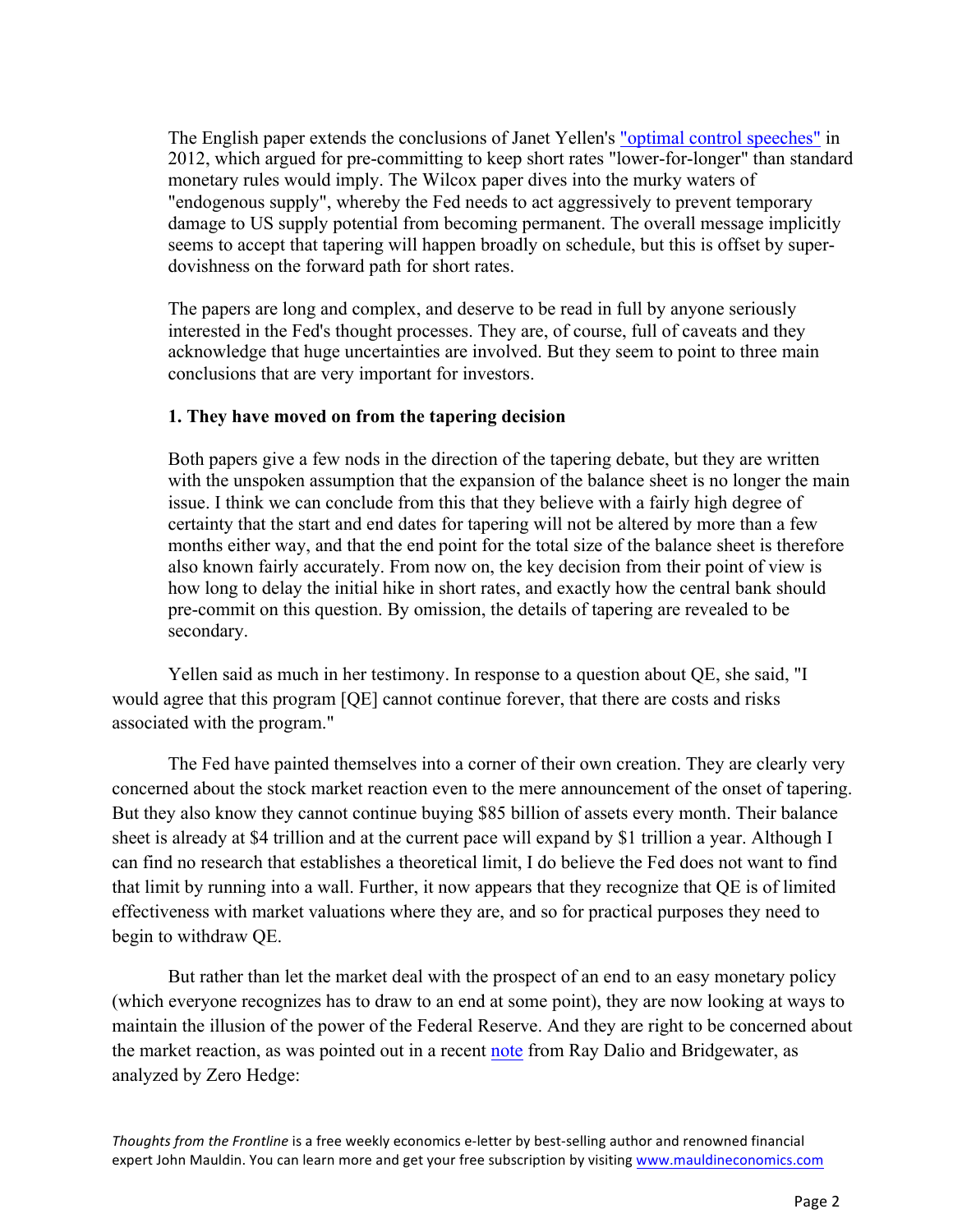The English paper extends the conclusions of Janet Yellen's "optimal control speeches" in 2012, which argued for pre-committing to keep short rates "lower-for-longer" than standard monetary rules would imply. The Wilcox paper dives into the murky waters of "endogenous supply", whereby the Fed needs to act aggressively to prevent temporary damage to US supply potential from becoming permanent. The overall message implicitly seems to accept that tapering will happen broadly on schedule, but this is offset by super-dovishness on the forward path for short rates.

The papers are long and complex, and deserve to be read in full by anyone seriously interested in the Fed's thought processes. They are, of course, full of caveats and they acknowledge that huge uncertainties are involved. But they seem to point to three main conclusions that are very important for investors.

**1. They have moved on from the tapering decision**

Both papers give a few nods in the direction of the tapering debate, but they are written with the unspoken assumption that the expansion of the balance sheet is no longer the main issue. I think we can conclude from this that they believe with a fairly high degree of certainty that the start and end dates for tapering will not be altered by more than a few months either way, and that the end point for the total size of the balance sheet is therefore also known fairly accurately. From now on, the key decision from their point of view is how long to delay the initial hike in short rates, and exactly how the central bank should pre-commit on this question. By omission, the details of tapering are revealed to be secondary.

Yellen said as much in her testimony. In response to a question about QE, she said, "I would agree that this program [QE] cannot continue forever, that there are costs and risks associated with the program."

The Fed have painted themselves into a corner of their own creation. They are clearly very concerned about the stock market reaction even to the mere announcement of the onset of tapering. But they also know they cannot continue buying $85 billion of assets every month. Their balance sheet is already at $4 trillion and at the current pace will expand by $1 trillion a year. Although I can find no research that establishes a theoretical limit, I do believe the Fed does not want to find that limit by running into a wall. Further, it now appears that they recognize that QE is of limited effectiveness with market valuations where they are, and so for practical purposes they need to begin to withdraw QE.

But rather than let the market deal with the prospect of an end to an easy monetary policy (which everyone recognizes has to draw to an end at some point), they are now looking at ways to maintain the illusion of the power of the Federal Reserve. And they are right to be concerned about the market reaction, as was pointed out in a recent note from Ray Dalio and Bridgewater, as analyzed by Zero Hedge: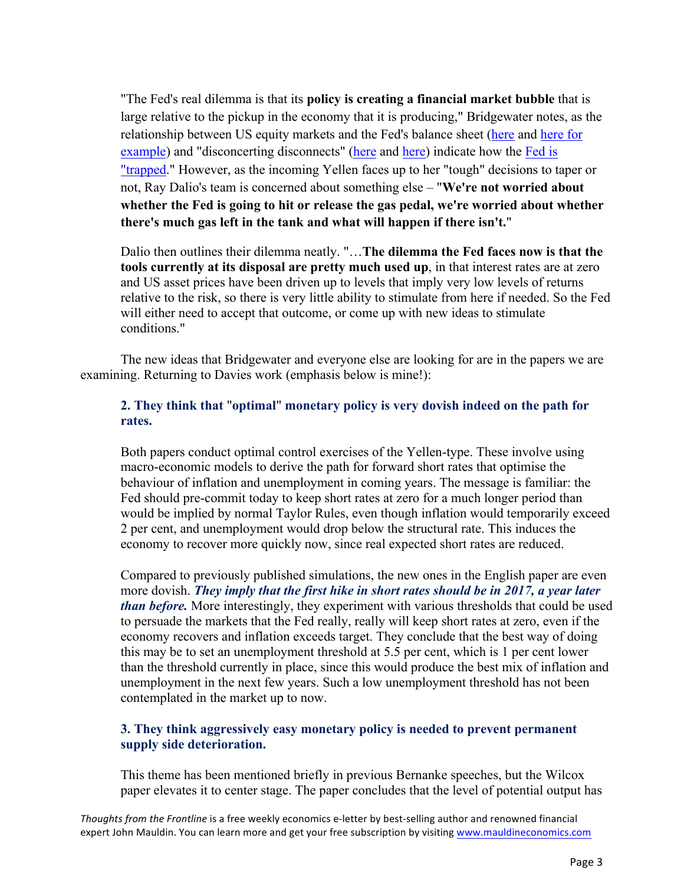"The Fed's real dilemma is that its **policy is creating a financial market bubble** that is large relative to the pickup in the economy that it is producing," Bridgewater notes, as the relationship between US equity markets and the Fed's balance sheet (here and here for example) and "disconcerting disconnects" (here and here) indicate how the Fed is "trapped." However, as the incoming Yellen faces up to her "tough" decisions to taper or not, Ray Dalio's team is concerned about something else – "**We're not worried about whether the Fed is going to hit or release the gas pedal, we're worried about whether there's much gas left in the tank and what will happen if there isn't.**"

Dalio then outlines their dilemma neatly. "…**The dilemma the Fed faces now is that the tools currently at its disposal are pretty much used up**, in that interest rates are at zero and US asset prices have been driven up to levels that imply very low levels of returns relative to the risk, so there is very little ability to stimulate from here if needed. So the Fed will either need to accept that outcome, or come up with new ideas to stimulate conditions."

The new ideas that Bridgewater and everyone else are looking for are in the papers we are examining. Returning to Davies work (emphasis below is mine!):

**2. They think that "optimal" monetary policy is very dovish indeed on the path for rates.**

Both papers conduct optimal control exercises of the Yellen-type. These involve using macro-economic models to derive the path for forward short rates that optimise the behaviour of inflation and unemployment in coming years. The message is familiar: the Fed should pre-commit today to keep short rates at zero for a much longer period than would be implied by normal Taylor Rules, even though inflation would temporarily exceed 2 per cent, and unemployment would drop below the structural rate. This induces the economy to recover more quickly now, since real expected short rates are reduced.

Compared to previously published simulations, the new ones in the English paper are even more dovish. ***They imply that the first hike in short rates should be in 2017, a year later than before.*** More interestingly, they experiment with various thresholds that could be used to persuade the markets that the Fed really, really will keep short rates at zero, even if the economy recovers and inflation exceeds target. They conclude that the best way of doing this may be to set an unemployment threshold at 5.5 per cent, which is 1 per cent lower than the threshold currently in place, since this would produce the best mix of inflation and unemployment in the next few years. Such a low unemployment threshold has not been contemplated in the market up to now.

**3. They think aggressively easy monetary policy is needed to prevent permanent supply side deterioration.**

This theme has been mentioned briefly in previous Bernanke speeches, but the Wilcox paper elevates it to center stage. The paper concludes that the level of potential output has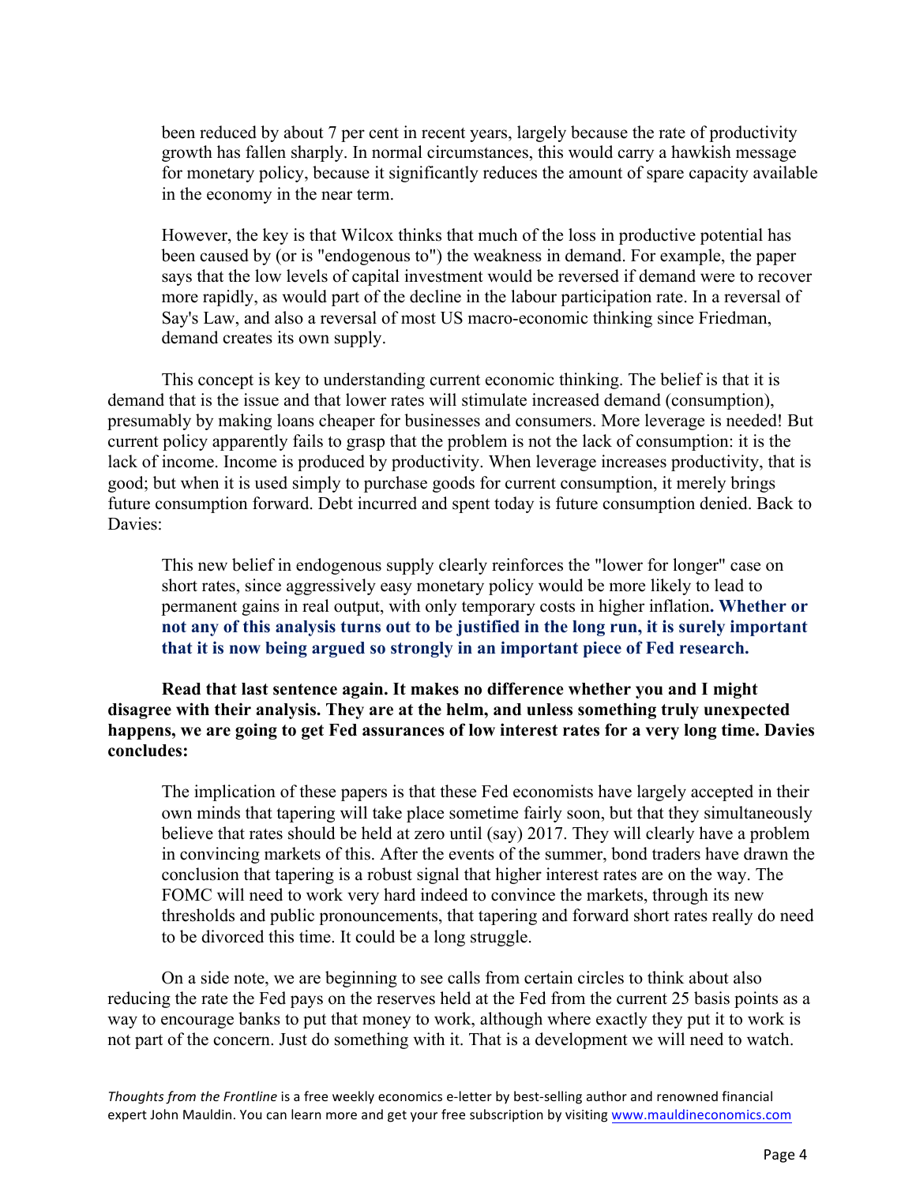> been reduced by about 7 per cent in recent years, largely because the rate of productivity growth has fallen sharply. In normal circumstances, this would carry a hawkish message for monetary policy, because it significantly reduces the amount of spare capacity available in the economy in the near term.
>
> However, the key is that Wilcox thinks that much of the loss in productive potential has been caused by (or is "endogenous to") the weakness in demand. For example, the paper says that the low levels of capital investment would be reversed if demand were to recover more rapidly, as would part of the decline in the labour participation rate. In a reversal of Say's Law, and also a reversal of most US macro-economic thinking since Friedman, demand creates its own supply.

This concept is key to understanding current economic thinking. The belief is that it is demand that is the issue and that lower rates will stimulate increased demand (consumption), presumably by making loans cheaper for businesses and consumers. More leverage is needed! But current policy apparently fails to grasp that the problem is not the lack of consumption: it is the lack of income. Income is produced by productivity. When leverage increases productivity, that is good; but when it is used simply to purchase goods for current consumption, it merely brings future consumption forward. Debt incurred and spent today is future consumption denied. Back to Davies:

> This new belief in endogenous supply clearly reinforces the "lower for longer" case on short rates, since aggressively easy monetary policy would be more likely to lead to permanent gains in real output, with only temporary costs in higher inflation**. Whether or not any of this analysis turns out to be justified in the long run, it is surely important that it is now being argued so strongly in an important piece of Fed research.**

**Read that last sentence again. It makes no difference whether you and I might disagree with their analysis. They are at the helm, and unless something truly unexpected happens, we are going to get Fed assurances of low interest rates for a very long time. Davies concludes:**

> The implication of these papers is that these Fed economists have largely accepted in their own minds that tapering will take place sometime fairly soon, but that they simultaneously believe that rates should be held at zero until (say) 2017. They will clearly have a problem in convincing markets of this. After the events of the summer, bond traders have drawn the conclusion that tapering is a robust signal that higher interest rates are on the way. The FOMC will need to work very hard indeed to convince the markets, through its new thresholds and public pronouncements, that tapering and forward short rates really do need to be divorced this time. It could be a long struggle.

On a side note, we are beginning to see calls from certain circles to think about also reducing the rate the Fed pays on the reserves held at the Fed from the current 25 basis points as a way to encourage banks to put that money to work, although where exactly they put it to work is not part of the concern. Just do something with it. That is a development we will need to watch.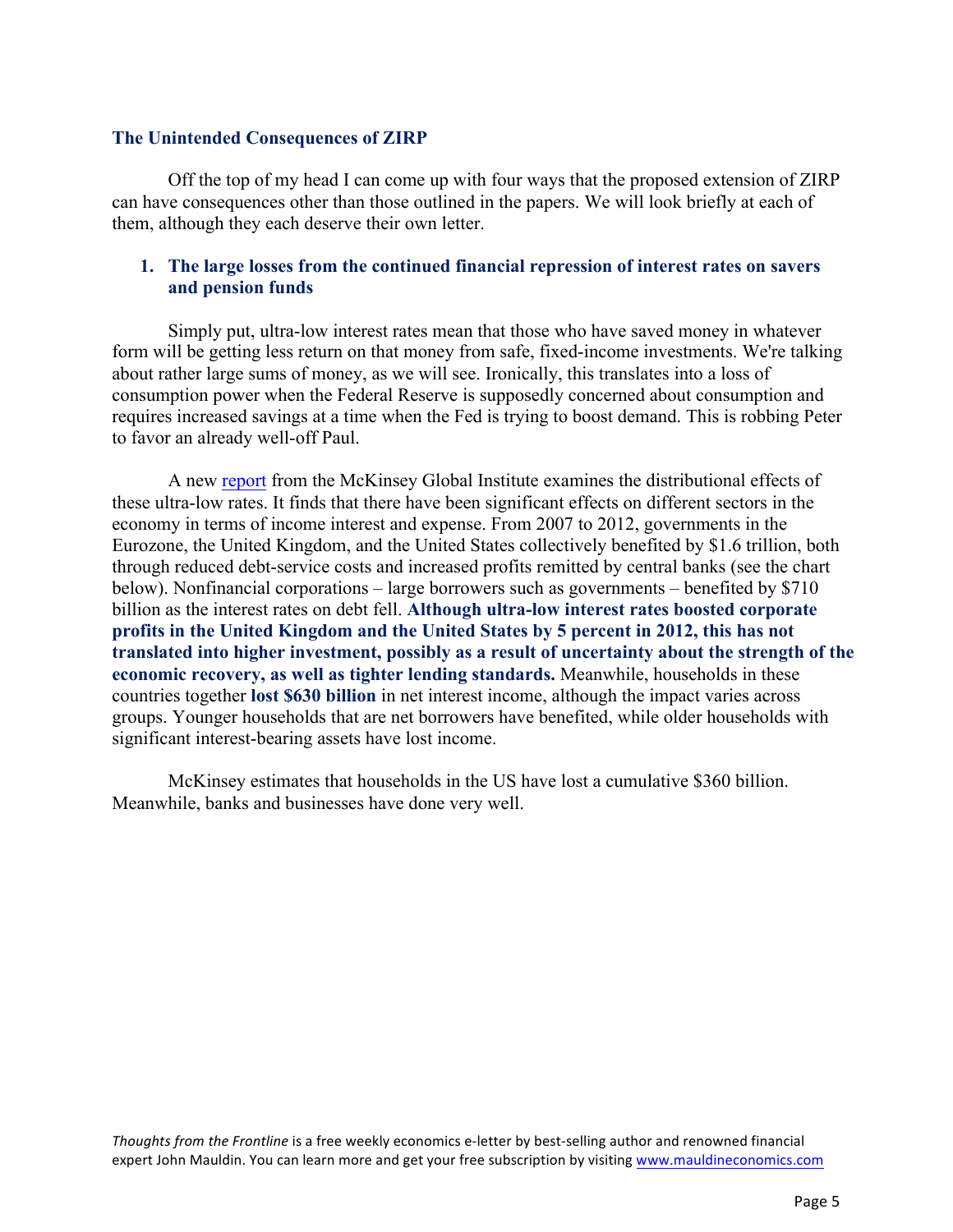### The Unintended Consequences of ZIRP

Off the top of my head I can come up with four ways that the proposed extension of ZIRP can have consequences other than those outlined in the papers. We will look briefly at each of them, although they each deserve their own letter.

1. **The large losses from the continued financial repression of interest rates on savers and pension funds**

Simply put, ultra-low interest rates mean that those who have saved money in whatever form will be getting less return on that money from safe, fixed-income investments. We're talking about rather large sums of money, as we will see. Ironically, this translates into a loss of consumption power when the Federal Reserve is supposedly concerned about consumption and requires increased savings at a time when the Fed is trying to boost demand. This is robbing Peter to favor an already well-off Paul.

A new report from the McKinsey Global Institute examines the distributional effects of these ultra-low rates. It finds that there have been significant effects on different sectors in the economy in terms of income interest and expense. From 2007 to 2012, governments in the Eurozone, the United Kingdom, and the United States collectively benefited by $1.6 trillion, both through reduced debt-service costs and increased profits remitted by central banks (see the chart below). Nonfinancial corporations – large borrowers such as governments – benefited by $710 billion as the interest rates on debt fell. **Although ultra-low interest rates boosted corporate profits in the United Kingdom and the United States by 5 percent in 2012, this has not translated into higher investment, possibly as a result of uncertainty about the strength of the economic recovery, as well as tighter lending standards.** Meanwhile, households in these countries together **lost $630 billion** in net interest income, although the impact varies across groups. Younger households that are net borrowers have benefited, while older households with significant interest-bearing assets have lost income.

McKinsey estimates that households in the US have lost a cumulative $360 billion. Meanwhile, banks and businesses have done very well.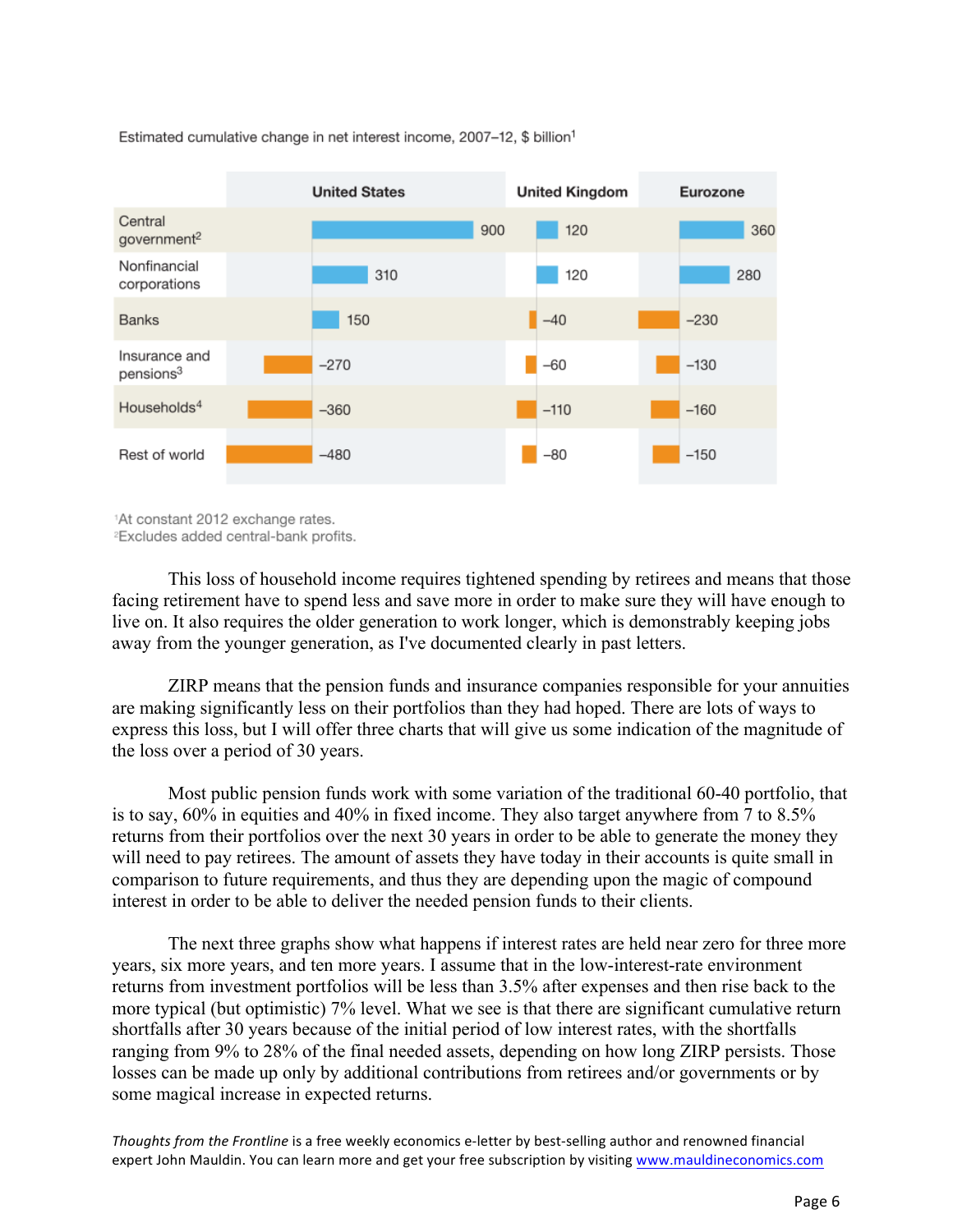Estimated cumulative change in net interest income, 2007–12, $ billion[1]

| | United States | United Kingdom | Eurozone |
|---|---|---|---|
| Central government[2] | 900 | 120 | 360 |
| Nonfinancial corporations | 310 | 120 | 280 |
| Banks | 150 | –40 | –230 |
| Insurance and pensions[3] | –270 | –60 | –130 |
| Households[4] | –360 | –110 | –160 |
| Rest of world | –480 | –80 | –150 |

[1]At constant 2012 exchange rates.
[2]Excludes added central-bank profits.

This loss of household income requires tightened spending by retirees and means that those facing retirement have to spend less and save more in order to make sure they will have enough to live on. It also requires the older generation to work longer, which is demonstrably keeping jobs away from the younger generation, as I've documented clearly in past letters.

ZIRP means that the pension funds and insurance companies responsible for your annuities are making significantly less on their portfolios than they had hoped. There are lots of ways to express this loss, but I will offer three charts that will give us some indication of the magnitude of the loss over a period of 30 years.

Most public pension funds work with some variation of the traditional 60-40 portfolio, that is to say, 60% in equities and 40% in fixed income. They also target anywhere from 7 to 8.5% returns from their portfolios over the next 30 years in order to be able to generate the money they will need to pay retirees. The amount of assets they have today in their accounts is quite small in comparison to future requirements, and thus they are depending upon the magic of compound interest in order to be able to deliver the needed pension funds to their clients.

The next three graphs show what happens if interest rates are held near zero for three more years, six more years, and ten more years. I assume that in the low-interest-rate environment returns from investment portfolios will be less than 3.5% after expenses and then rise back to the more typical (but optimistic) 7% level. What we see is that there are significant cumulative return shortfalls after 30 years because of the initial period of low interest rates, with the shortfalls ranging from 9% to 28% of the final needed assets, depending on how long ZIRP persists. Those losses can be made up only by additional contributions from retirees and/or governments or by some magical increase in expected returns.

*Thoughts from the Frontline* is a free weekly economics e-letter by best-selling author and renowned financial expert John Mauldin. You can learn more and get your free subscription by visiting www.mauldineconomics.com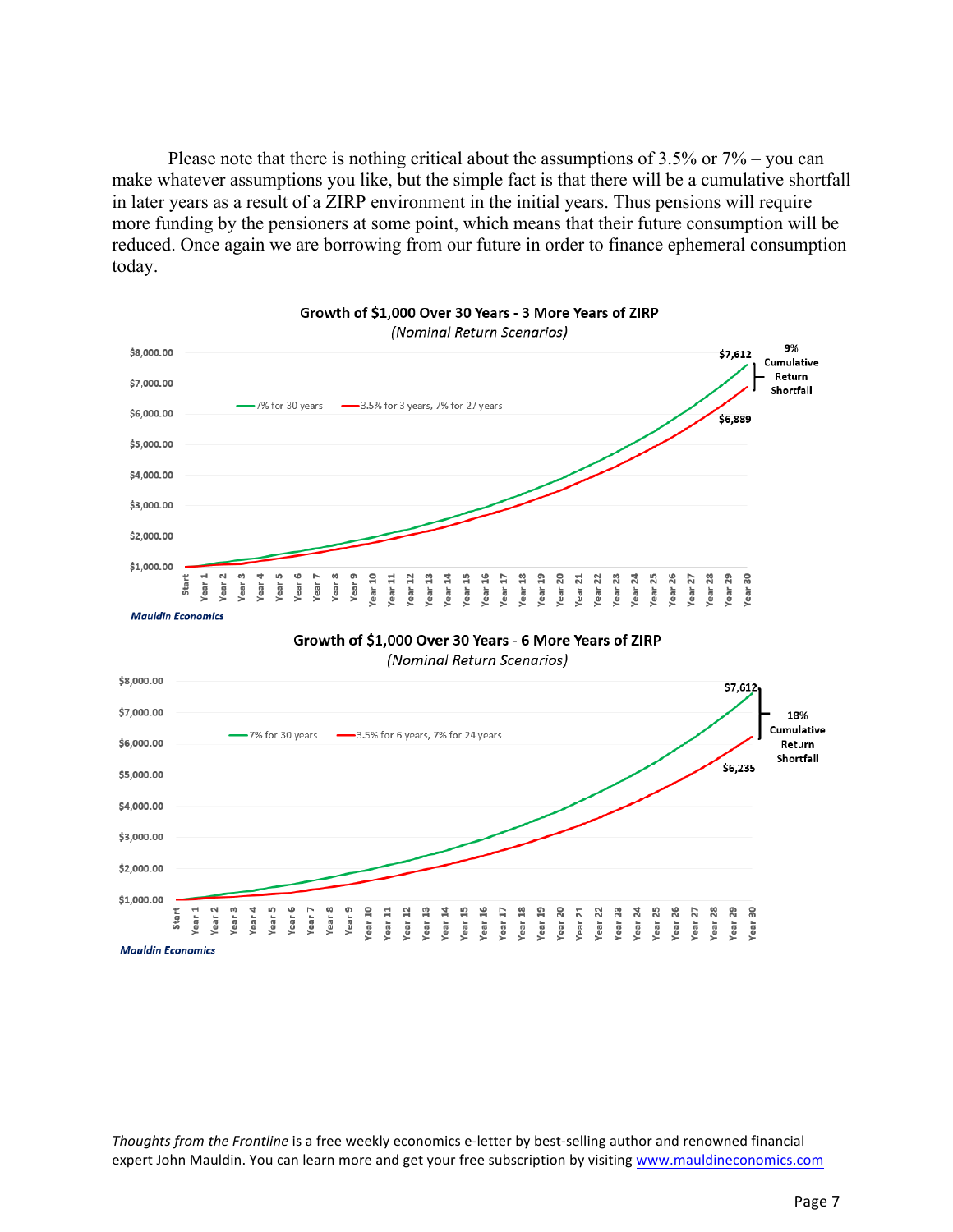Please note that there is nothing critical about the assumptions of 3.5% or 7% – you can make whatever assumptions you like, but the simple fact is that there will be a cumulative shortfall in later years as a result of a ZIRP environment in the initial years. Thus pensions will require more funding by the pensioners at some point, which means that their future consumption will be reduced. Once again we are borrowing from our future in order to finance ephemeral consumption today.

**Growth of $1,000 Over 30 Years - 3 More Years of ZIRP**
*(Nominal Return Scenarios)*

- 7% for 30 years: $7,612
- 3.5% for 3 years, 7% for 27 years: $6,889
- 9% Cumulative Return Shortfall

*Mauldin Economics*

**Growth of $1,000 Over 30 Years - 6 More Years of ZIRP**
*(Nominal Return Scenarios)*

- 7% for 30 years: $7,612
- 3.5% for 6 years, 7% for 24 years: $6,235
- 18% Cumulative Return Shortfall

*Mauldin Economics*

*Thoughts from the Frontline* is a free weekly economics e-letter by best-selling author and renowned financial expert John Mauldin. You can learn more and get your free subscription by visiting www.mauldineconomics.com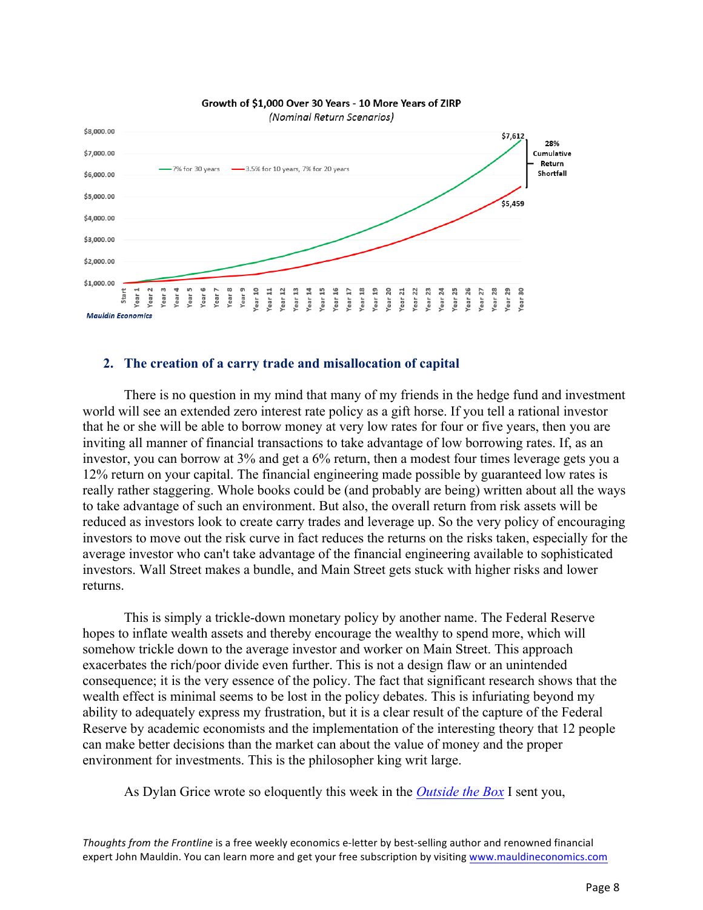**Growth of $1,000 Over 30 Years - 10 More Years of ZIRP**
*(Nominal Return Scenarios)*

— 7% for 30 years — 3.5% for 10 years, 7% for 20 years

$7,612 | $5,459 | 28% Cumulative Return Shortfall

*Mauldin Economics*

## 2. The creation of a carry trade and misallocation of capital

There is no question in my mind that many of my friends in the hedge fund and investment world will see an extended zero interest rate policy as a gift horse. If you tell a rational investor that he or she will be able to borrow money at very low rates for four or five years, then you are inviting all manner of financial transactions to take advantage of low borrowing rates. If, as an investor, you can borrow at 3% and get a 6% return, then a modest four times leverage gets you a 12% return on your capital. The financial engineering made possible by guaranteed low rates is really rather staggering. Whole books could be (and probably are being) written about all the ways to take advantage of such an environment. But also, the overall return from risk assets will be reduced as investors look to create carry trades and leverage up. So the very policy of encouraging investors to move out the risk curve in fact reduces the returns on the risks taken, especially for the average investor who can't take advantage of the financial engineering available to sophisticated investors. Wall Street makes a bundle, and Main Street gets stuck with higher risks and lower returns.

This is simply a trickle-down monetary policy by another name. The Federal Reserve hopes to inflate wealth assets and thereby encourage the wealthy to spend more, which will somehow trickle down to the average investor and worker on Main Street. This approach exacerbates the rich/poor divide even further. This is not a design flaw or an unintended consequence; it is the very essence of the policy. The fact that significant research shows that the wealth effect is minimal seems to be lost in the policy debates. This is infuriating beyond my ability to adequately express my frustration, but it is a clear result of the capture of the Federal Reserve by academic economists and the implementation of the interesting theory that 12 people can make better decisions than the market can about the value of money and the proper environment for investments. This is the philosopher king writ large.

As Dylan Grice wrote so eloquently this week in the *Outside the Box* I sent you,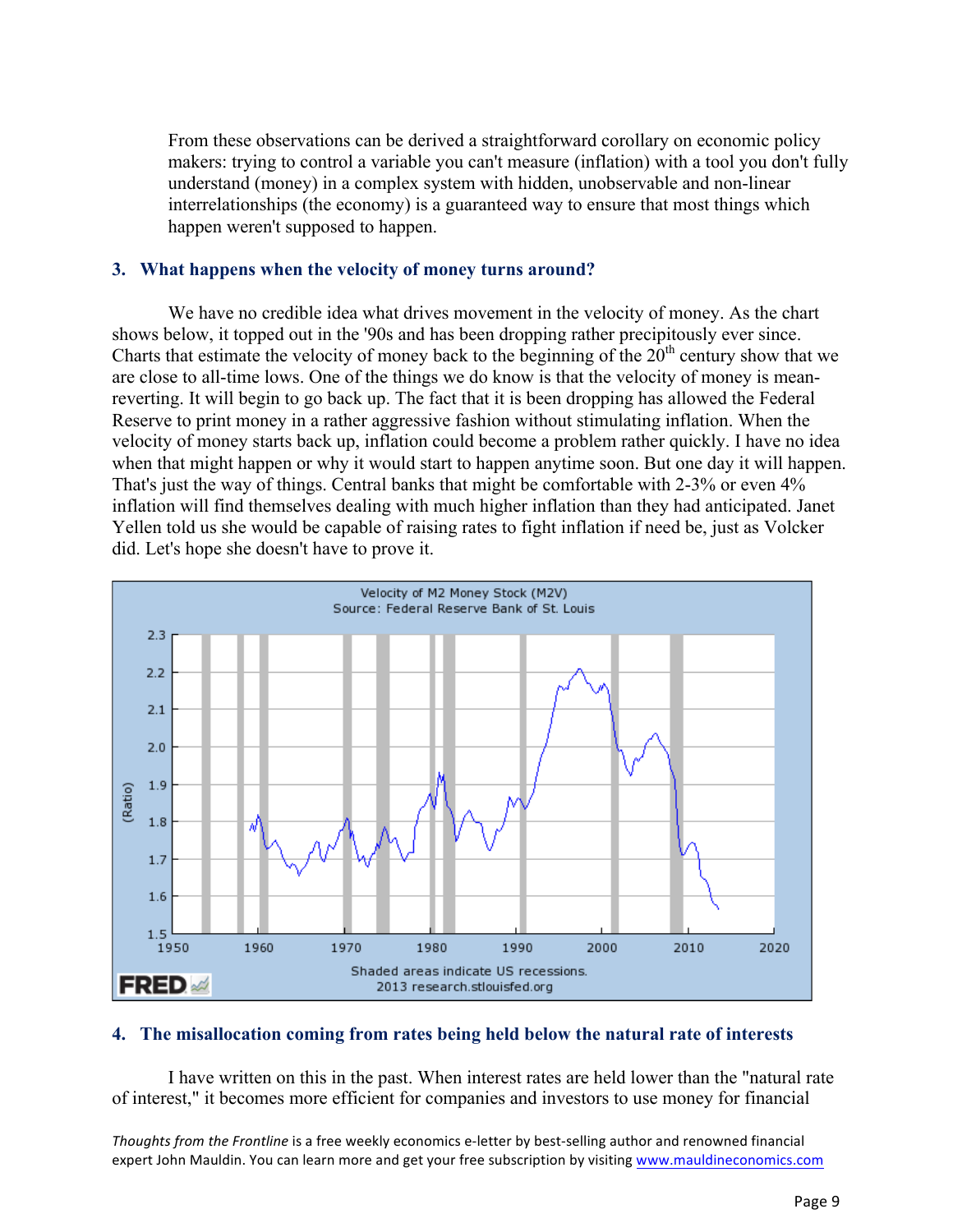From these observations can be derived a straightforward corollary on economic policy makers: trying to control a variable you can't measure (inflation) with a tool you don't fully understand (money) in a complex system with hidden, unobservable and non-linear interrelationships (the economy) is a guaranteed way to ensure that most things which happen weren't supposed to happen.

### 3. What happens when the velocity of money turns around?

We have no credible idea what drives movement in the velocity of money. As the chart shows below, it topped out in the '90s and has been dropping rather precipitously ever since. Charts that estimate the velocity of money back to the beginning of the 20th century show that we are close to all-time lows. One of the things we do know is that the velocity of money is mean-reverting. It will begin to go back up. The fact that it is been dropping has allowed the Federal Reserve to print money in a rather aggressive fashion without stimulating inflation. When the velocity of money starts back up, inflation could become a problem rather quickly. I have no idea when that might happen or why it would start to happen anytime soon. But one day it will happen. That's just the way of things. Central banks that might be comfortable with 2-3% or even 4% inflation will find themselves dealing with much higher inflation than they had anticipated. Janet Yellen told us she would be capable of raising rates to fight inflation if need be, just as Volcker did. Let's hope she doesn't have to prove it.

Velocity of M2 Money Stock (M2V)
Source: Federal Reserve Bank of St. Louis

Shaded areas indicate US recessions.
2013 research.stlouisfed.org

### 4. The misallocation coming from rates being held below the natural rate of interests

I have written on this in the past. When interest rates are held lower than the "natural rate of interest," it becomes more efficient for companies and investors to use money for financial

*Thoughts from the Frontline* is a free weekly economics e-letter by best-selling author and renowned financial expert John Mauldin. You can learn more and get your free subscription by visiting www.mauldineconomics.com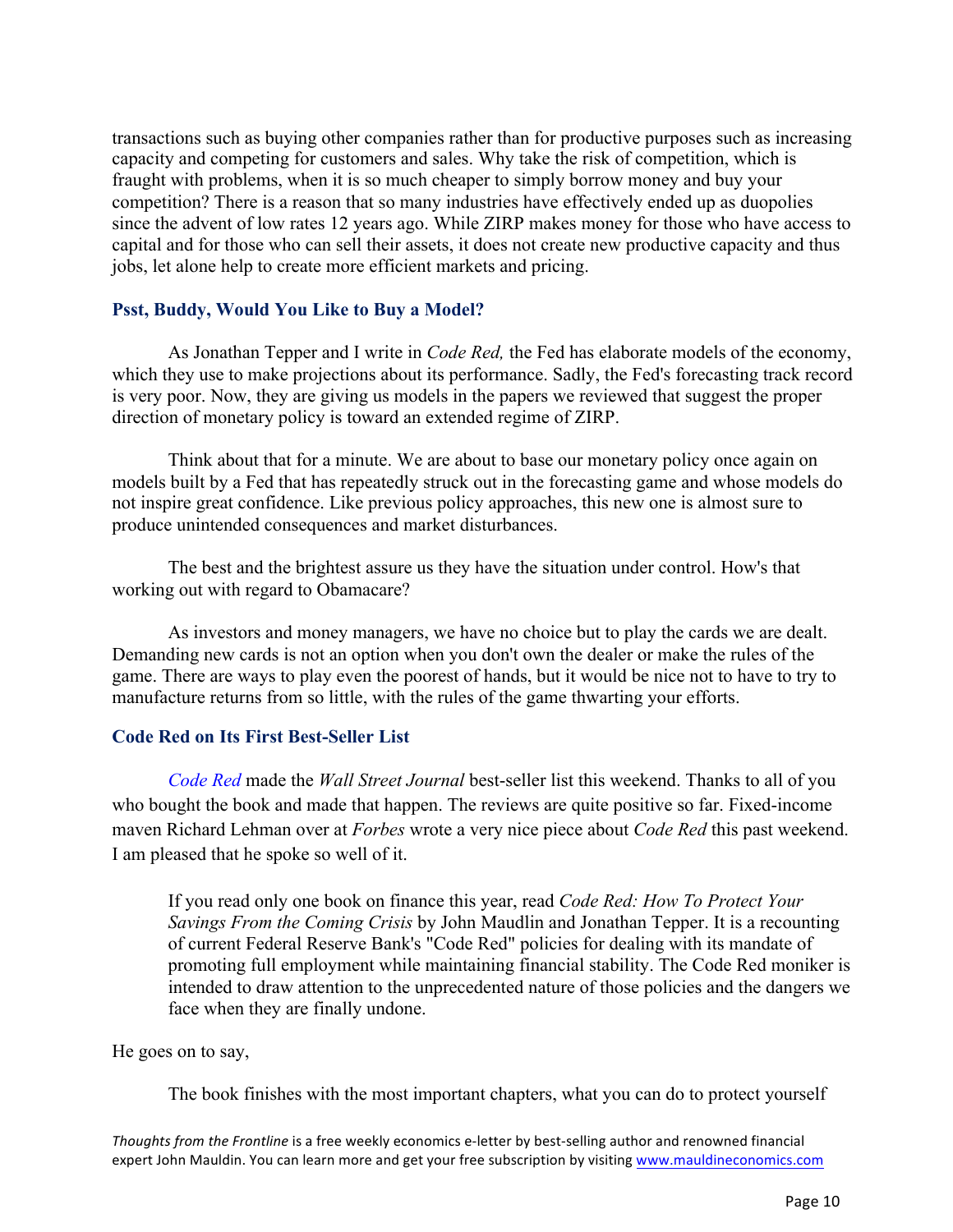transactions such as buying other companies rather than for productive purposes such as increasing capacity and competing for customers and sales. Why take the risk of competition, which is fraught with problems, when it is so much cheaper to simply borrow money and buy your competition? There is a reason that so many industries have effectively ended up as duopolies since the advent of low rates 12 years ago. While ZIRP makes money for those who have access to capital and for those who can sell their assets, it does not create new productive capacity and thus jobs, let alone help to create more efficient markets and pricing.

### Psst, Buddy, Would You Like to Buy a Model?

As Jonathan Tepper and I write in *Code Red,* the Fed has elaborate models of the economy, which they use to make projections about its performance. Sadly, the Fed's forecasting track record is very poor. Now, they are giving us models in the papers we reviewed that suggest the proper direction of monetary policy is toward an extended regime of ZIRP.

Think about that for a minute. We are about to base our monetary policy once again on models built by a Fed that has repeatedly struck out in the forecasting game and whose models do not inspire great confidence. Like previous policy approaches, this new one is almost sure to produce unintended consequences and market disturbances.

The best and the brightest assure us they have the situation under control. How's that working out with regard to Obamacare?

As investors and money managers, we have no choice but to play the cards we are dealt. Demanding new cards is not an option when you don't own the dealer or make the rules of the game. There are ways to play even the poorest of hands, but it would be nice not to have to try to manufacture returns from so little, with the rules of the game thwarting your efforts.

### Code Red on Its First Best-Seller List

*Code Red* made the *Wall Street Journal* best-seller list this weekend. Thanks to all of you who bought the book and made that happen. The reviews are quite positive so far. Fixed-income maven Richard Lehman over at *Forbes* wrote a very nice piece about *Code Red* this past weekend. I am pleased that he spoke so well of it.

> If you read only one book on finance this year, read *Code Red: How To Protect Your Savings From the Coming Crisis* by John Maudlin and Jonathan Tepper. It is a recounting of current Federal Reserve Bank's "Code Red" policies for dealing with its mandate of promoting full employment while maintaining financial stability. The Code Red moniker is intended to draw attention to the unprecedented nature of those policies and the dangers we face when they are finally undone.

He goes on to say,

> The book finishes with the most important chapters, what you can do to protect yourself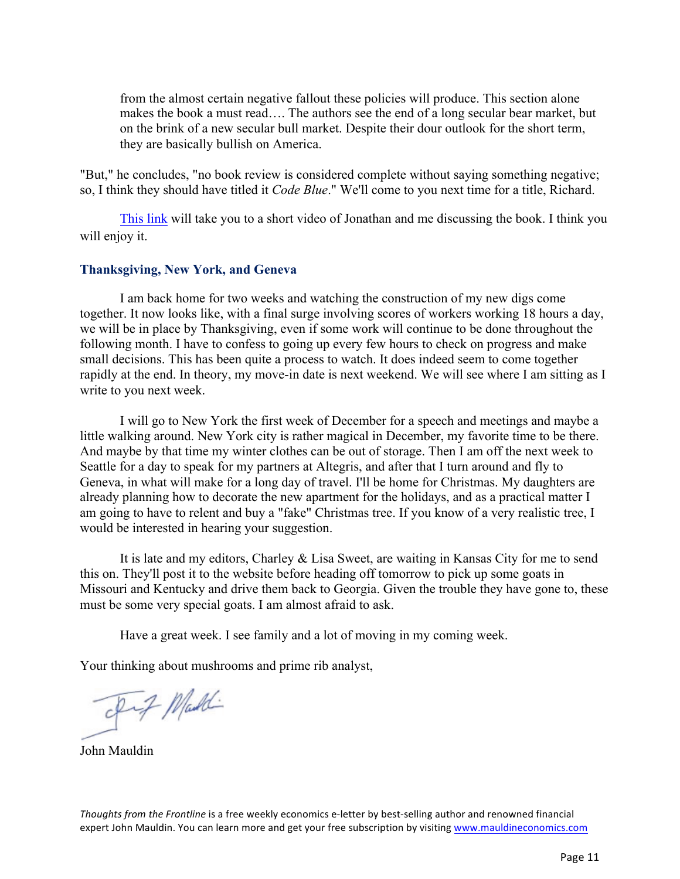> from the almost certain negative fallout these policies will produce. This section alone makes the book a must read…. The authors see the end of a long secular bear market, but on the brink of a new secular bull market. Despite their dour outlook for the short term, they are basically bullish on America.

"But," he concludes, "no book review is considered complete without saying something negative; so, I think they should have titled it *Code Blue*." We'll come to you next time for a title, Richard.

[This link](#) will take you to a short video of Jonathan and me discussing the book. I think you will enjoy it.

### Thanksgiving, New York, and Geneva

I am back home for two weeks and watching the construction of my new digs come together. It now looks like, with a final surge involving scores of workers working 18 hours a day, we will be in place by Thanksgiving, even if some work will continue to be done throughout the following month. I have to confess to going up every few hours to check on progress and make small decisions. This has been quite a process to watch. It does indeed seem to come together rapidly at the end. In theory, my move-in date is next weekend. We will see where I am sitting as I write to you next week.

I will go to New York the first week of December for a speech and meetings and maybe a little walking around. New York city is rather magical in December, my favorite time to be there. And maybe by that time my winter clothes can be out of storage. Then I am off the next week to Seattle for a day to speak for my partners at Altegris, and after that I turn around and fly to Geneva, in what will make for a long day of travel. I'll be home for Christmas. My daughters are already planning how to decorate the new apartment for the holidays, and as a practical matter I am going to have to relent and buy a "fake" Christmas tree. If you know of a very realistic tree, I would be interested in hearing your suggestion.

It is late and my editors, Charley & Lisa Sweet, are waiting in Kansas City for me to send this on. They'll post it to the website before heading off tomorrow to pick up some goats in Missouri and Kentucky and drive them back to Georgia. Given the trouble they have gone to, these must be some very special goats. I am almost afraid to ask.

Have a great week. I see family and a lot of moving in my coming week.

Your thinking about mushrooms and prime rib analyst,

John Mauldin

*Thoughts from the Frontline* is a free weekly economics e-letter by best-selling author and renowned financial expert John Mauldin. You can learn more and get your free subscription by visiting [www.mauldineconomics.com](http://www.mauldineconomics.com)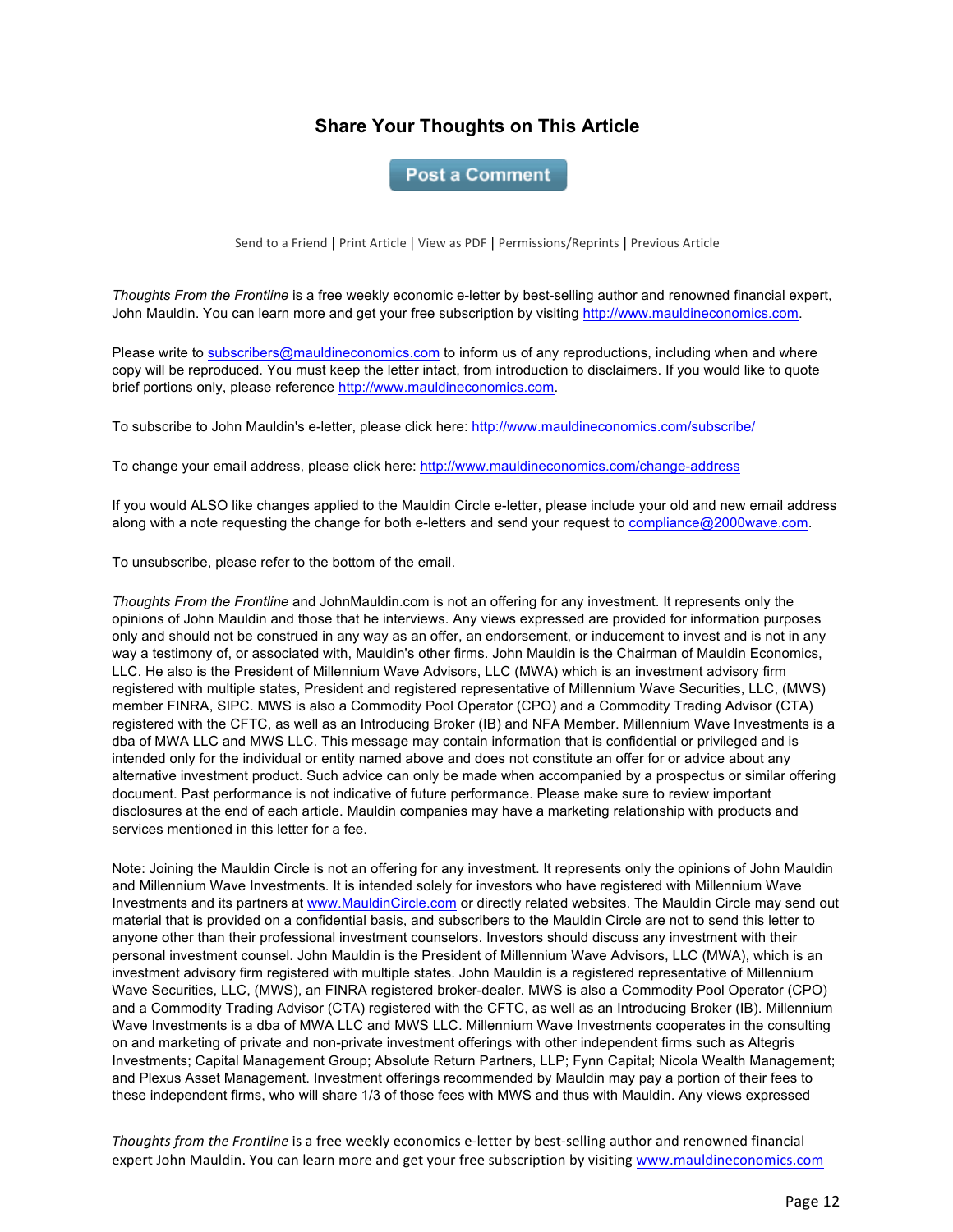## Share Your Thoughts on This Article

Post a Comment

Send to a Friend | Print Article | View as PDF | Permissions/Reprints | Previous Article

*Thoughts From the Frontline* is a free weekly economic e-letter by best-selling author and renowned financial expert, John Mauldin. You can learn more and get your free subscription by visiting http://www.mauldineconomics.com.

Please write to subscribers@mauldineconomics.com to inform us of any reproductions, including when and where copy will be reproduced. You must keep the letter intact, from introduction to disclaimers. If you would like to quote brief portions only, please reference http://www.mauldineconomics.com.

To subscribe to John Mauldin's e-letter, please click here: http://www.mauldineconomics.com/subscribe/

To change your email address, please click here: http://www.mauldineconomics.com/change-address

If you would ALSO like changes applied to the Mauldin Circle e-letter, please include your old and new email address along with a note requesting the change for both e-letters and send your request to compliance@2000wave.com.

To unsubscribe, please refer to the bottom of the email.

*Thoughts From the Frontline* and JohnMauldin.com is not an offering for any investment. It represents only the opinions of John Mauldin and those that he interviews. Any views expressed are provided for information purposes only and should not be construed in any way as an offer, an endorsement, or inducement to invest and is not in any way a testimony of, or associated with, Mauldin's other firms. John Mauldin is the Chairman of Mauldin Economics, LLC. He also is the President of Millennium Wave Advisors, LLC (MWA) which is an investment advisory firm registered with multiple states, President and registered representative of Millennium Wave Securities, LLC, (MWS) member FINRA, SIPC. MWS is also a Commodity Pool Operator (CPO) and a Commodity Trading Advisor (CTA) registered with the CFTC, as well as an Introducing Broker (IB) and NFA Member. Millennium Wave Investments is a dba of MWA LLC and MWS LLC. This message may contain information that is confidential or privileged and is intended only for the individual or entity named above and does not constitute an offer for or advice about any alternative investment product. Such advice can only be made when accompanied by a prospectus or similar offering document. Past performance is not indicative of future performance. Please make sure to review important disclosures at the end of each article. Mauldin companies may have a marketing relationship with products and services mentioned in this letter for a fee.

Note: Joining the Mauldin Circle is not an offering for any investment. It represents only the opinions of John Mauldin and Millennium Wave Investments. It is intended solely for investors who have registered with Millennium Wave Investments and its partners at www.MauldinCircle.com or directly related websites. The Mauldin Circle may send out material that is provided on a confidential basis, and subscribers to the Mauldin Circle are not to send this letter to anyone other than their professional investment counselors. Investors should discuss any investment with their personal investment counsel. John Mauldin is the President of Millennium Wave Advisors, LLC (MWA), which is an investment advisory firm registered with multiple states. John Mauldin is a registered representative of Millennium Wave Securities, LLC, (MWS), an FINRA registered broker-dealer. MWS is also a Commodity Pool Operator (CPO) and a Commodity Trading Advisor (CTA) registered with the CFTC, as well as an Introducing Broker (IB). Millennium Wave Investments is a dba of MWA LLC and MWS LLC. Millennium Wave Investments cooperates in the consulting on and marketing of private and non-private investment offerings with other independent firms such as Altegris Investments; Capital Management Group; Absolute Return Partners, LLP; Fynn Capital; Nicola Wealth Management; and Plexus Asset Management. Investment offerings recommended by Mauldin may pay a portion of their fees to these independent firms, who will share 1/3 of those fees with MWS and thus with Mauldin. Any views expressed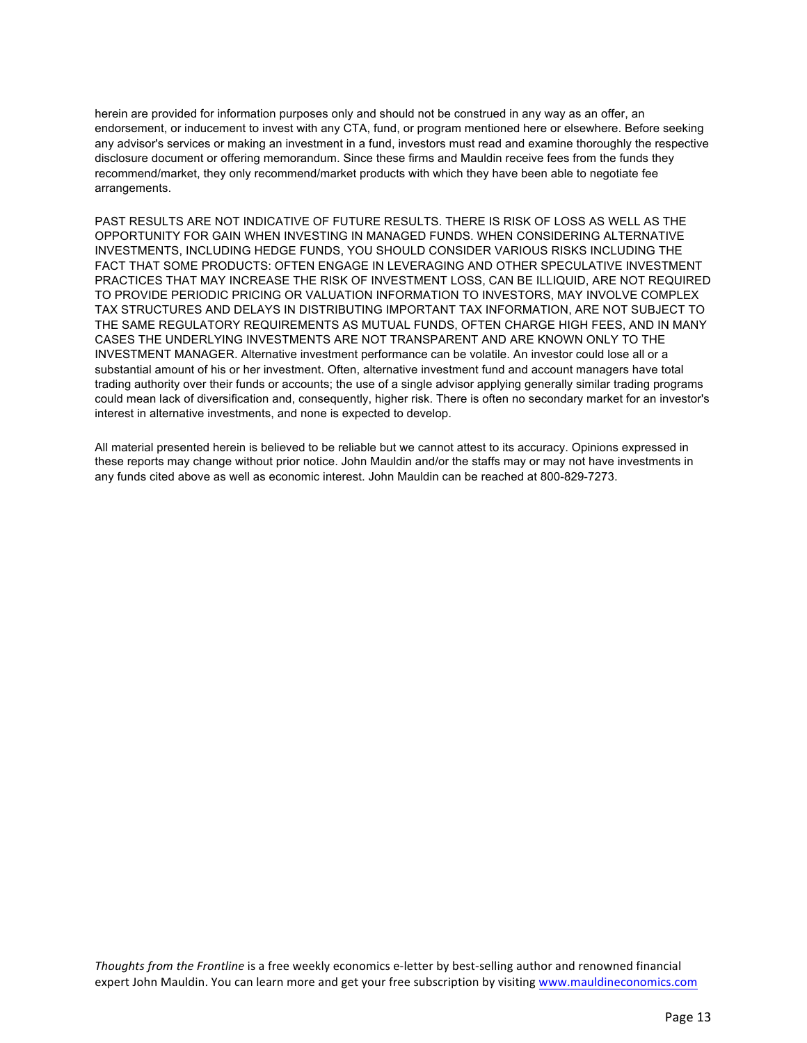herein are provided for information purposes only and should not be construed in any way as an offer, an endorsement, or inducement to invest with any CTA, fund, or program mentioned here or elsewhere. Before seeking any advisor's services or making an investment in a fund, investors must read and examine thoroughly the respective disclosure document or offering memorandum. Since these firms and Mauldin receive fees from the funds they recommend/market, they only recommend/market products with which they have been able to negotiate fee arrangements.

PAST RESULTS ARE NOT INDICATIVE OF FUTURE RESULTS. THERE IS RISK OF LOSS AS WELL AS THE OPPORTUNITY FOR GAIN WHEN INVESTING IN MANAGED FUNDS. WHEN CONSIDERING ALTERNATIVE INVESTMENTS, INCLUDING HEDGE FUNDS, YOU SHOULD CONSIDER VARIOUS RISKS INCLUDING THE FACT THAT SOME PRODUCTS: OFTEN ENGAGE IN LEVERAGING AND OTHER SPECULATIVE INVESTMENT PRACTICES THAT MAY INCREASE THE RISK OF INVESTMENT LOSS, CAN BE ILLIQUID, ARE NOT REQUIRED TO PROVIDE PERIODIC PRICING OR VALUATION INFORMATION TO INVESTORS, MAY INVOLVE COMPLEX TAX STRUCTURES AND DELAYS IN DISTRIBUTING IMPORTANT TAX INFORMATION, ARE NOT SUBJECT TO THE SAME REGULATORY REQUIREMENTS AS MUTUAL FUNDS, OFTEN CHARGE HIGH FEES, AND IN MANY CASES THE UNDERLYING INVESTMENTS ARE NOT TRANSPARENT AND ARE KNOWN ONLY TO THE INVESTMENT MANAGER. Alternative investment performance can be volatile. An investor could lose all or a substantial amount of his or her investment. Often, alternative investment fund and account managers have total trading authority over their funds or accounts; the use of a single advisor applying generally similar trading programs could mean lack of diversification and, consequently, higher risk. There is often no secondary market for an investor's interest in alternative investments, and none is expected to develop.

All material presented herein is believed to be reliable but we cannot attest to its accuracy. Opinions expressed in these reports may change without prior notice. John Mauldin and/or the staffs may or may not have investments in any funds cited above as well as economic interest. John Mauldin can be reached at 800-829-7273.

*Thoughts from the Frontline* is a free weekly economics e-letter by best-selling author and renowned financial expert John Mauldin. You can learn more and get your free subscription by visiting www.mauldineconomics.com